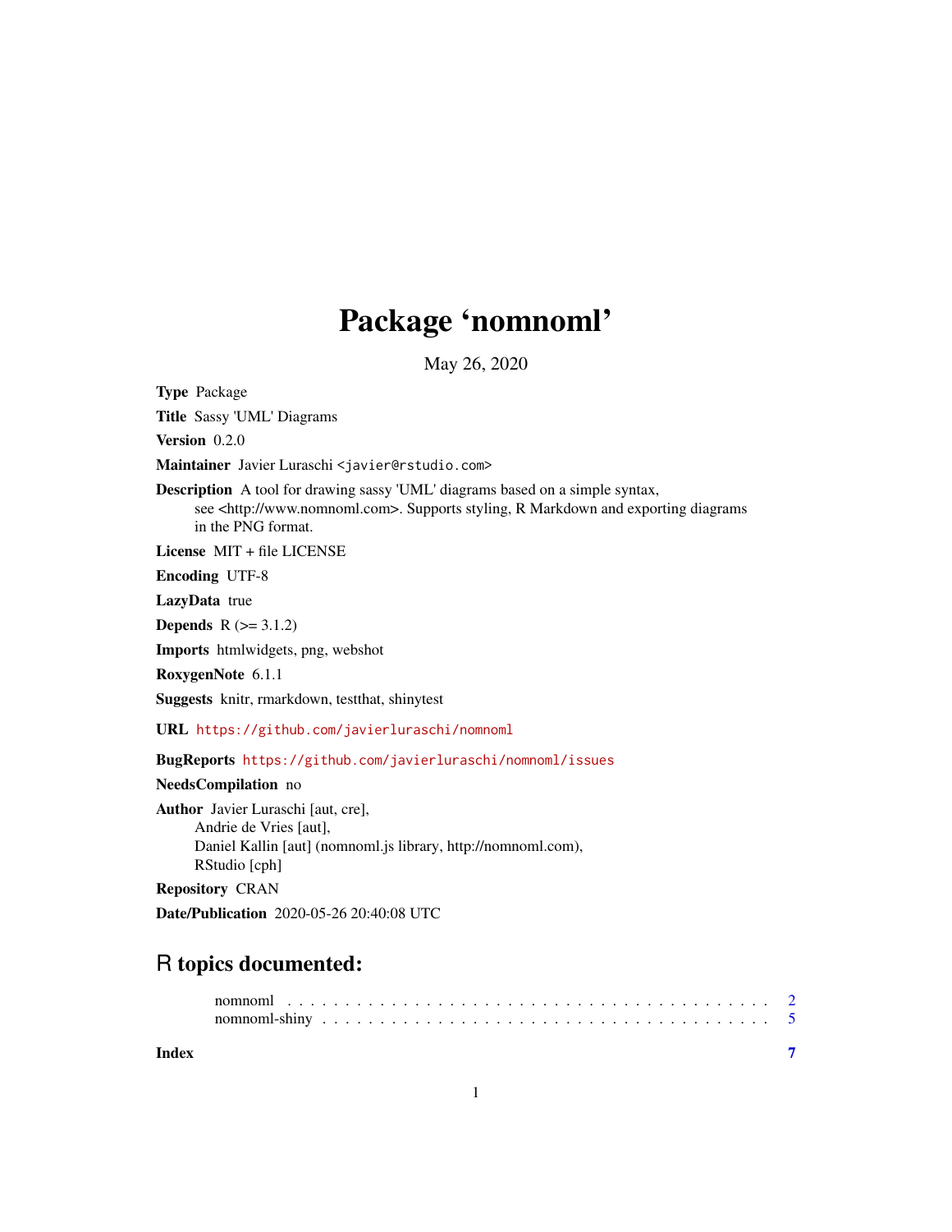# Package 'nomnoml'

May 26, 2020

**Type** Package

**Title** Sassy 'UML' Diagrams

**Version** 0.2.0

**Maintainer** Javier Luraschi <javier@rstudio.com>

**Description** A tool for drawing sassy 'UML' diagrams based on a simple syntax, see <http://www.nomnoml.com>. Supports styling, R Markdown and exporting diagrams in the PNG format.

**License** MIT + file LICENSE

**Encoding** UTF-8

**LazyData** true

**Depends** R (>= 3.1.2)

**Imports** htmlwidgets, png, webshot

**RoxygenNote** 6.1.1

**Suggests** knitr, rmarkdown, testthat, shinytest

**URL** https://github.com/javierluraschi/nomnoml

**BugReports** https://github.com/javierluraschi/nomnoml/issues

**NeedsCompilation** no

**Author** Javier Luraschi [aut, cre],
Andrie de Vries [aut],
Daniel Kallin [aut] (nomnoml.js library, http://nomnoml.com),
RStudio [cph]

**Repository** CRAN

**Date/Publication** 2020-05-26 20:40:08 UTC

## R topics documented:

nomnoml . . . . . . . . . . . . . . . . . . . . . . . . . . . . . . . . . . . . . . . 2
nomnoml-shiny . . . . . . . . . . . . . . . . . . . . . . . . . . . . . . . . . . . 5

**Index** **7**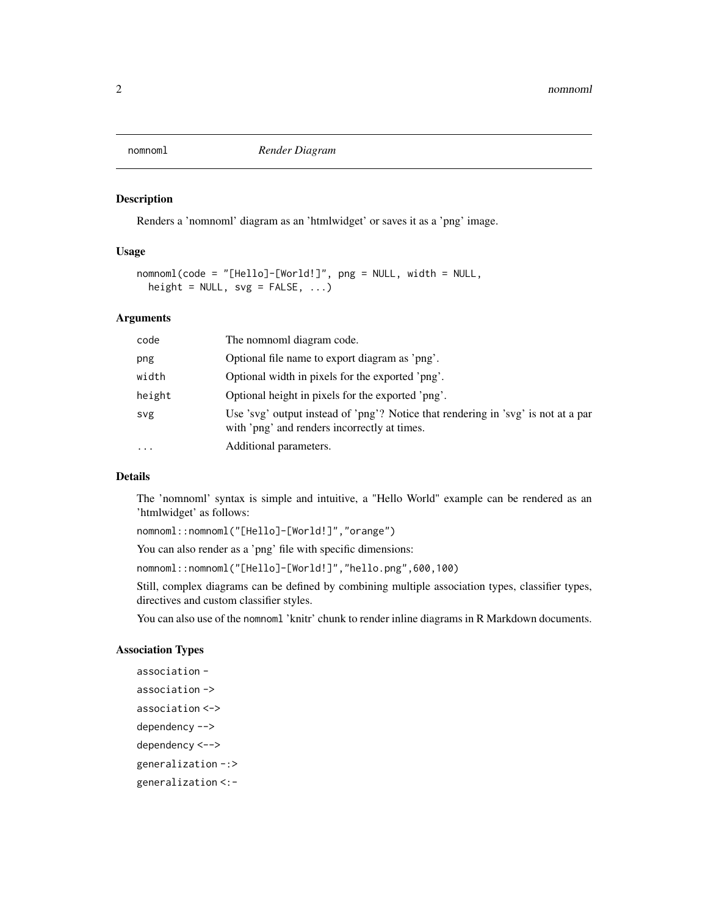## nomnoml — *Render Diagram*

### Description

Renders a 'nomnoml' diagram as an 'htmlwidget' or saves it as a 'png' image.

### Usage

```
nomnoml(code = "[Hello]-[World!]", png = NULL, width = NULL,
  height = NULL, svg = FALSE, ...)
```

### Arguments

| Argument | Description |
|---|---|
| `code` | The nomnoml diagram code. |
| `png` | Optional file name to export diagram as 'png'. |
| `width` | Optional width in pixels for the exported 'png'. |
| `height` | Optional height in pixels for the exported 'png'. |
| `svg` | Use 'svg' output instead of 'png'? Notice that rendering in 'svg' is not at a par with 'png' and renders incorrectly at times. |
| `...` | Additional parameters. |

### Details

The 'nomnoml' syntax is simple and intuitive, a "Hello World" example can be rendered as an 'htmlwidget' as follows:

`nomnoml::nomnoml("[Hello]-[World!]","orange")`

You can also render as a 'png' file with specific dimensions:

`nomnoml::nomnoml("[Hello]-[World!]","hello.png",600,100)`

Still, complex diagrams can be defined by combining multiple association types, classifier types, directives and custom classifier styles.

You can also use of the `nomnoml` 'knitr' chunk to render inline diagrams in R Markdown documents.

### Association Types

`association -`

`association ->`

`association <->`

`dependency -->`

`dependency <-->`

`generalization -:>`

`generalization <:-`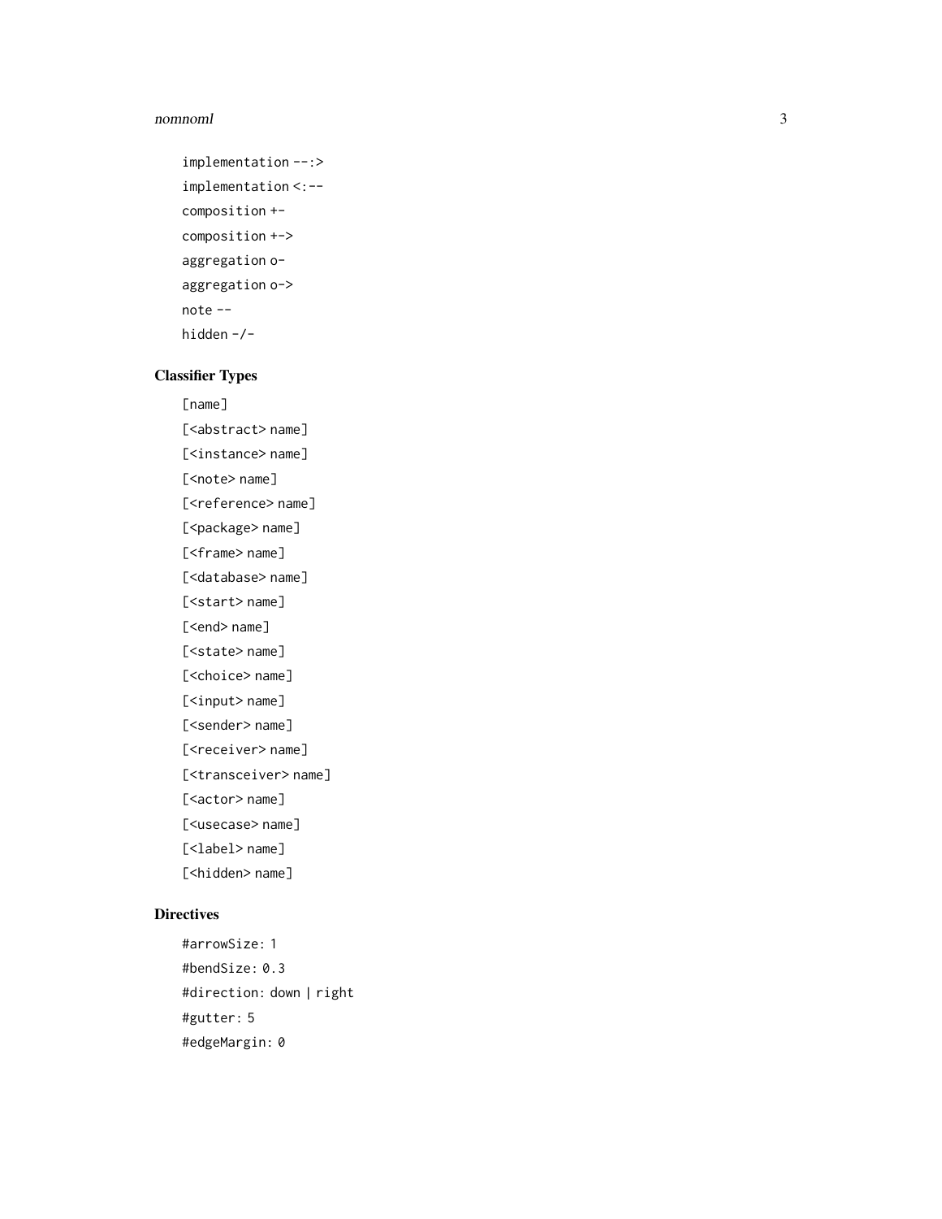implementation --:>

implementation <:--

composition +-

composition +->

aggregation o-

aggregation o->

note --

hidden -/-

## Classifier Types

[name]

[<abstract> name]

[<instance> name]

[<note> name]

[<reference> name]

[<package> name]

[<frame> name]

[<database> name]

[<start> name]

[<end> name]

[<state> name]

[<choice> name]

[<input> name]

[<sender> name]

[<receiver> name]

[<transceiver> name]

[<actor> name]

[<usecase> name]

[<label> name]

[<hidden> name]

## Directives

#arrowSize: 1

#bendSize: 0.3

#direction: down | right

#gutter: 5

#edgeMargin: 0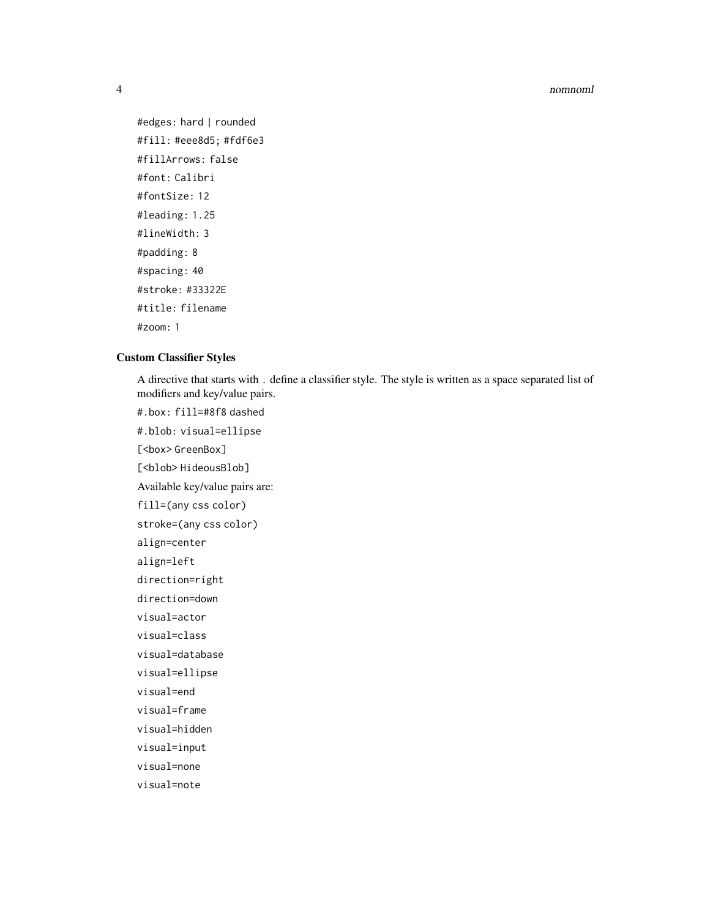`#edges: hard | rounded`

`#fill: #eee8d5; #fdf6e3`

`#fillArrows: false`

`#font: Calibri`

`#fontSize: 12`

`#leading: 1.25`

`#lineWidth: 3`

`#padding: 8`

`#spacing: 40`

`#stroke: #33322E`

`#title: filename`

`#zoom: 1`

### Custom Classifier Styles

A directive that starts with . define a classifier style. The style is written as a space separated list of modifiers and key/value pairs.

`#.box: fill=#8f8 dashed`

`#.blob: visual=ellipse`

`[<box> GreenBox]`

`[<blob> HideousBlob]`

Available key/value pairs are:

`fill=(any css color)`

`stroke=(any css color)`

`align=center`

`align=left`

`direction=right`

`direction=down`

`visual=actor`

`visual=class`

`visual=database`

`visual=ellipse`

`visual=end`

`visual=frame`

`visual=hidden`

`visual=input`

`visual=none`

`visual=note`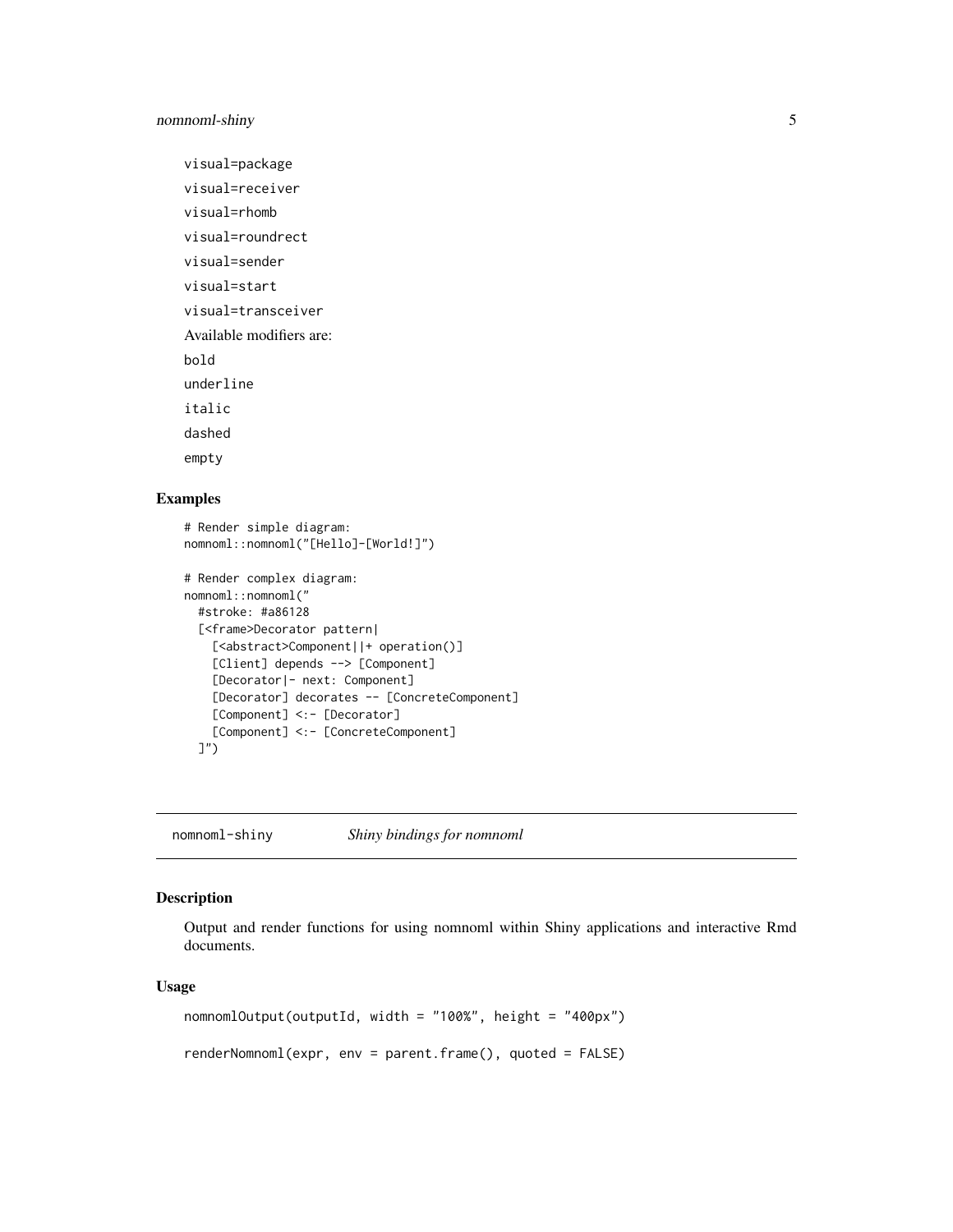visual=package

visual=receiver

visual=rhomb

visual=roundrect

visual=sender

visual=start

visual=transceiver

Available modifiers are:

bold

underline

italic

dashed

empty

## Examples

```
# Render simple diagram:
nomnoml::nomnoml("[Hello]-[World!]")

# Render complex diagram:
nomnoml::nomnoml("
  #stroke: #a86128
  [<frame>Decorator pattern|
    [<abstract>Component||+ operation()]
    [Client] depends --> [Component]
    [Decorator|- next: Component]
    [Decorator] decorates -- [ConcreteComponent]
    [Component] <:- [Decorator]
    [Component] <:- [ConcreteComponent]
  ]")
```

---

# nomnoml-shiny *Shiny bindings for nomnoml*

## Description

Output and render functions for using nomnoml within Shiny applications and interactive Rmd documents.

## Usage

```
nomnomlOutput(outputId, width = "100%", height = "400px")

renderNomnoml(expr, env = parent.frame(), quoted = FALSE)
```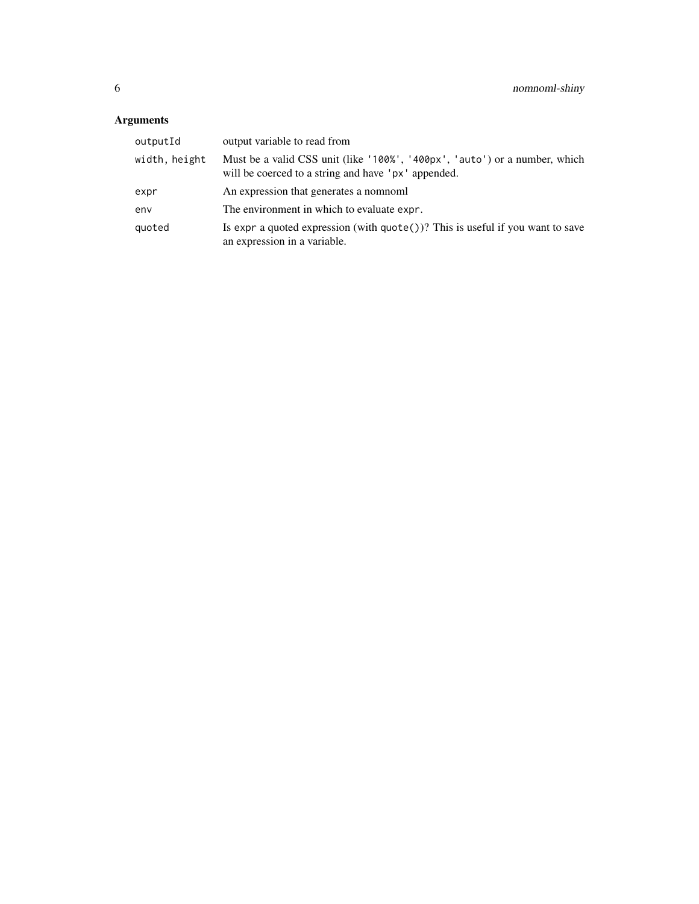## Arguments

| | |
|---|---|
| `outputId` | output variable to read from |
| `width, height` | Must be a valid CSS unit (like `'100%'`, `'400px'`, `'auto'`) or a number, which will be coerced to a string and have `'px'` appended. |
| `expr` | An expression that generates a nomnoml |
| `env` | The environment in which to evaluate `expr`. |
| `quoted` | Is `expr` a quoted expression (with `quote()`)? This is useful if you want to save an expression in a variable. |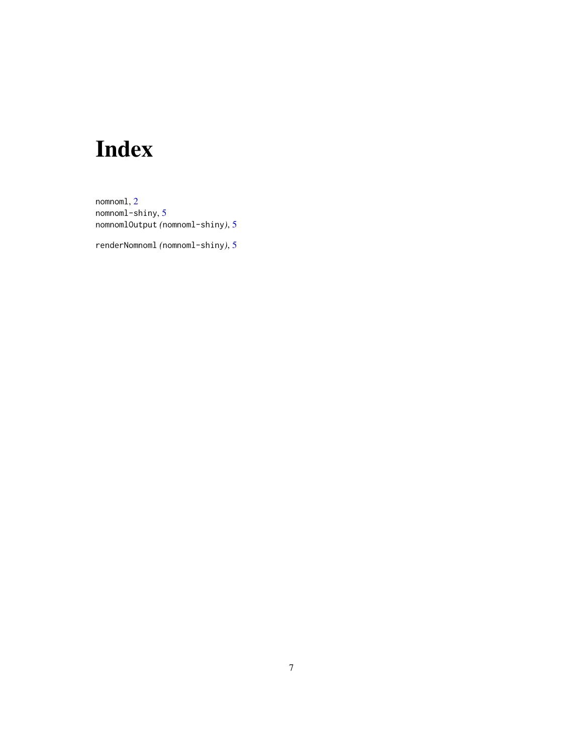# Index

nomnoml, 2
nomnoml-shiny, 5
nomnomlOutput (nomnoml-shiny), 5

renderNomnoml (nomnoml-shiny), 5